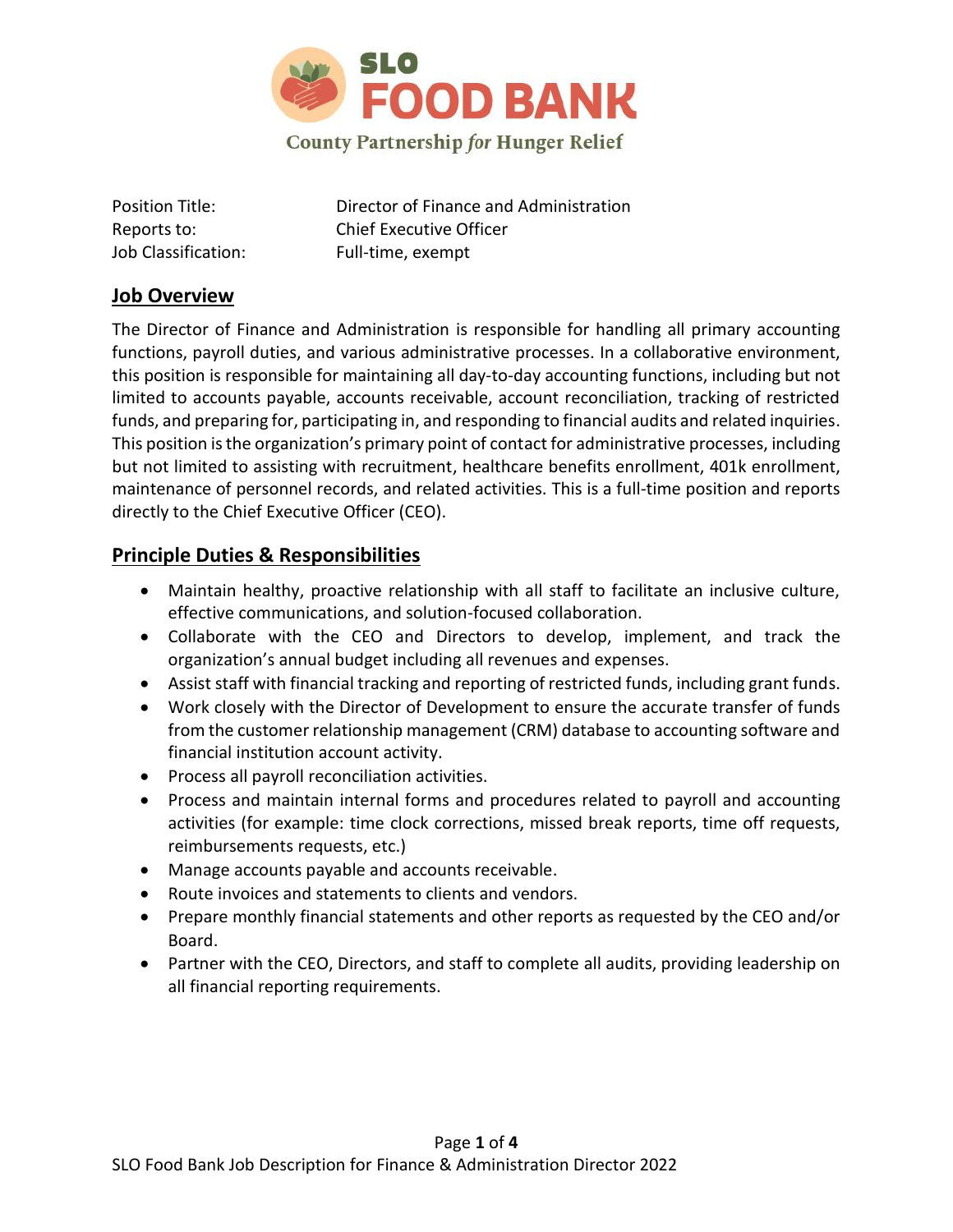# SLO FOOD BANK

County Partnership *for* Hunger Relief

| | |
|---|---|
| Position Title: | Director of Finance and Administration |
| Reports to: | Chief Executive Officer |
| Job Classification: | Full-time, exempt |

## Job Overview

The Director of Finance and Administration is responsible for handling all primary accounting functions, payroll duties, and various administrative processes. In a collaborative environment, this position is responsible for maintaining all day-to-day accounting functions, including but not limited to accounts payable, accounts receivable, account reconciliation, tracking of restricted funds, and preparing for, participating in, and responding to financial audits and related inquiries. This position is the organization's primary point of contact for administrative processes, including but not limited to assisting with recruitment, healthcare benefits enrollment, 401k enrollment, maintenance of personnel records, and related activities. This is a full-time position and reports directly to the Chief Executive Officer (CEO).

## Principle Duties & Responsibilities

- Maintain healthy, proactive relationship with all staff to facilitate an inclusive culture, effective communications, and solution-focused collaboration.
- Collaborate with the CEO and Directors to develop, implement, and track the organization's annual budget including all revenues and expenses.
- Assist staff with financial tracking and reporting of restricted funds, including grant funds.
- Work closely with the Director of Development to ensure the accurate transfer of funds from the customer relationship management (CRM) database to accounting software and financial institution account activity.
- Process all payroll reconciliation activities.
- Process and maintain internal forms and procedures related to payroll and accounting activities (for example: time clock corrections, missed break reports, time off requests, reimbursements requests, etc.)
- Manage accounts payable and accounts receivable.
- Route invoices and statements to clients and vendors.
- Prepare monthly financial statements and other reports as requested by the CEO and/or Board.
- Partner with the CEO, Directors, and staff to complete all audits, providing leadership on all financial reporting requirements.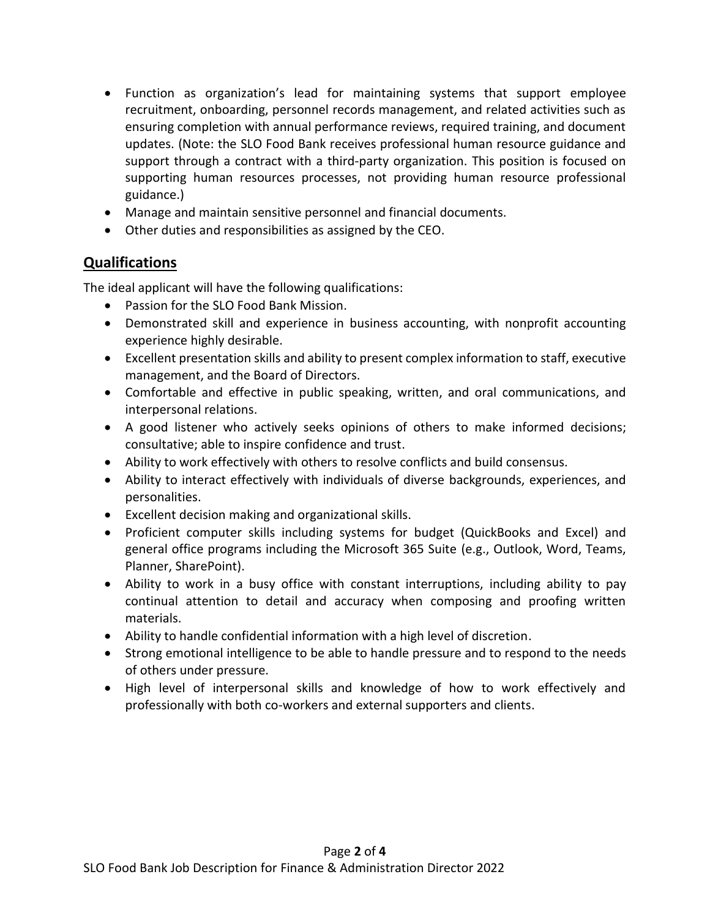- Function as organization's lead for maintaining systems that support employee recruitment, onboarding, personnel records management, and related activities such as ensuring completion with annual performance reviews, required training, and document updates. (Note: the SLO Food Bank receives professional human resource guidance and support through a contract with a third-party organization. This position is focused on supporting human resources processes, not providing human resource professional guidance.)
- Manage and maintain sensitive personnel and financial documents.
- Other duties and responsibilities as assigned by the CEO.

## Qualifications

The ideal applicant will have the following qualifications:

- Passion for the SLO Food Bank Mission.
- Demonstrated skill and experience in business accounting, with nonprofit accounting experience highly desirable.
- Excellent presentation skills and ability to present complex information to staff, executive management, and the Board of Directors.
- Comfortable and effective in public speaking, written, and oral communications, and interpersonal relations.
- A good listener who actively seeks opinions of others to make informed decisions; consultative; able to inspire confidence and trust.
- Ability to work effectively with others to resolve conflicts and build consensus.
- Ability to interact effectively with individuals of diverse backgrounds, experiences, and personalities.
- Excellent decision making and organizational skills.
- Proficient computer skills including systems for budget (QuickBooks and Excel) and general office programs including the Microsoft 365 Suite (e.g., Outlook, Word, Teams, Planner, SharePoint).
- Ability to work in a busy office with constant interruptions, including ability to pay continual attention to detail and accuracy when composing and proofing written materials.
- Ability to handle confidential information with a high level of discretion.
- Strong emotional intelligence to be able to handle pressure and to respond to the needs of others under pressure.
- High level of interpersonal skills and knowledge of how to work effectively and professionally with both co-workers and external supporters and clients.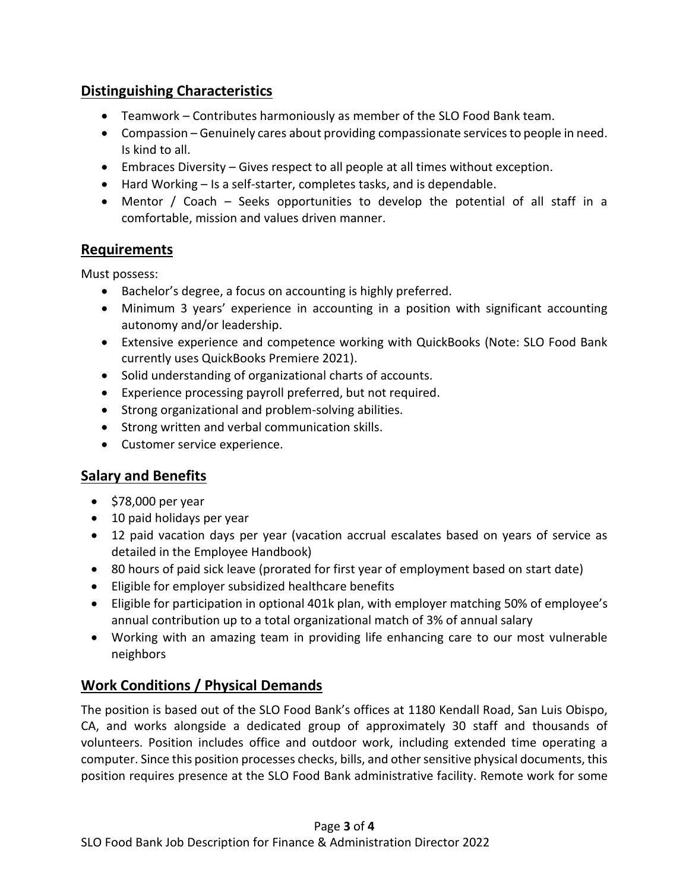## Distinguishing Characteristics

- Teamwork – Contributes harmoniously as member of the SLO Food Bank team.
- Compassion – Genuinely cares about providing compassionate services to people in need. Is kind to all.
- Embraces Diversity – Gives respect to all people at all times without exception.
- Hard Working – Is a self-starter, completes tasks, and is dependable.
- Mentor / Coach – Seeks opportunities to develop the potential of all staff in a comfortable, mission and values driven manner.

## Requirements

Must possess:

- Bachelor's degree, a focus on accounting is highly preferred.
- Minimum 3 years' experience in accounting in a position with significant accounting autonomy and/or leadership.
- Extensive experience and competence working with QuickBooks (Note: SLO Food Bank currently uses QuickBooks Premiere 2021).
- Solid understanding of organizational charts of accounts.
- Experience processing payroll preferred, but not required.
- Strong organizational and problem-solving abilities.
- Strong written and verbal communication skills.
- Customer service experience.

## Salary and Benefits

- $78,000 per year
- 10 paid holidays per year
- 12 paid vacation days per year (vacation accrual escalates based on years of service as detailed in the Employee Handbook)
- 80 hours of paid sick leave (prorated for first year of employment based on start date)
- Eligible for employer subsidized healthcare benefits
- Eligible for participation in optional 401k plan, with employer matching 50% of employee's annual contribution up to a total organizational match of 3% of annual salary
- Working with an amazing team in providing life enhancing care to our most vulnerable neighbors

## Work Conditions / Physical Demands

The position is based out of the SLO Food Bank's offices at 1180 Kendall Road, San Luis Obispo, CA, and works alongside a dedicated group of approximately 30 staff and thousands of volunteers. Position includes office and outdoor work, including extended time operating a computer. Since this position processes checks, bills, and other sensitive physical documents, this position requires presence at the SLO Food Bank administrative facility. Remote work for some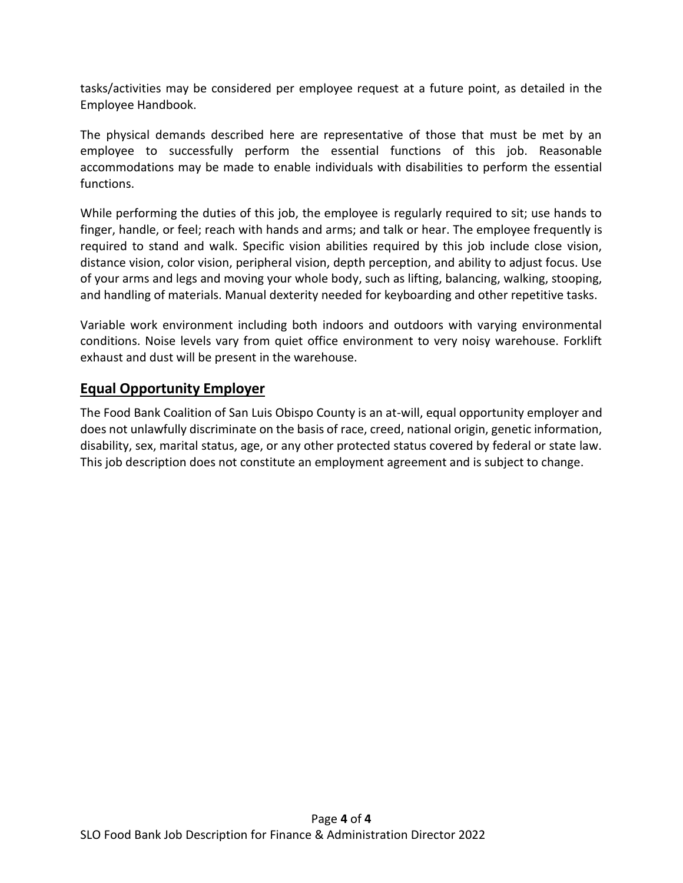tasks/activities may be considered per employee request at a future point, as detailed in the Employee Handbook.

The physical demands described here are representative of those that must be met by an employee to successfully perform the essential functions of this job. Reasonable accommodations may be made to enable individuals with disabilities to perform the essential functions.

While performing the duties of this job, the employee is regularly required to sit; use hands to finger, handle, or feel; reach with hands and arms; and talk or hear. The employee frequently is required to stand and walk. Specific vision abilities required by this job include close vision, distance vision, color vision, peripheral vision, depth perception, and ability to adjust focus. Use of your arms and legs and moving your whole body, such as lifting, balancing, walking, stooping, and handling of materials. Manual dexterity needed for keyboarding and other repetitive tasks.

Variable work environment including both indoors and outdoors with varying environmental conditions. Noise levels vary from quiet office environment to very noisy warehouse. Forklift exhaust and dust will be present in the warehouse.

## Equal Opportunity Employer

The Food Bank Coalition of San Luis Obispo County is an at-will, equal opportunity employer and does not unlawfully discriminate on the basis of race, creed, national origin, genetic information, disability, sex, marital status, age, or any other protected status covered by federal or state law. This job description does not constitute an employment agreement and is subject to change.